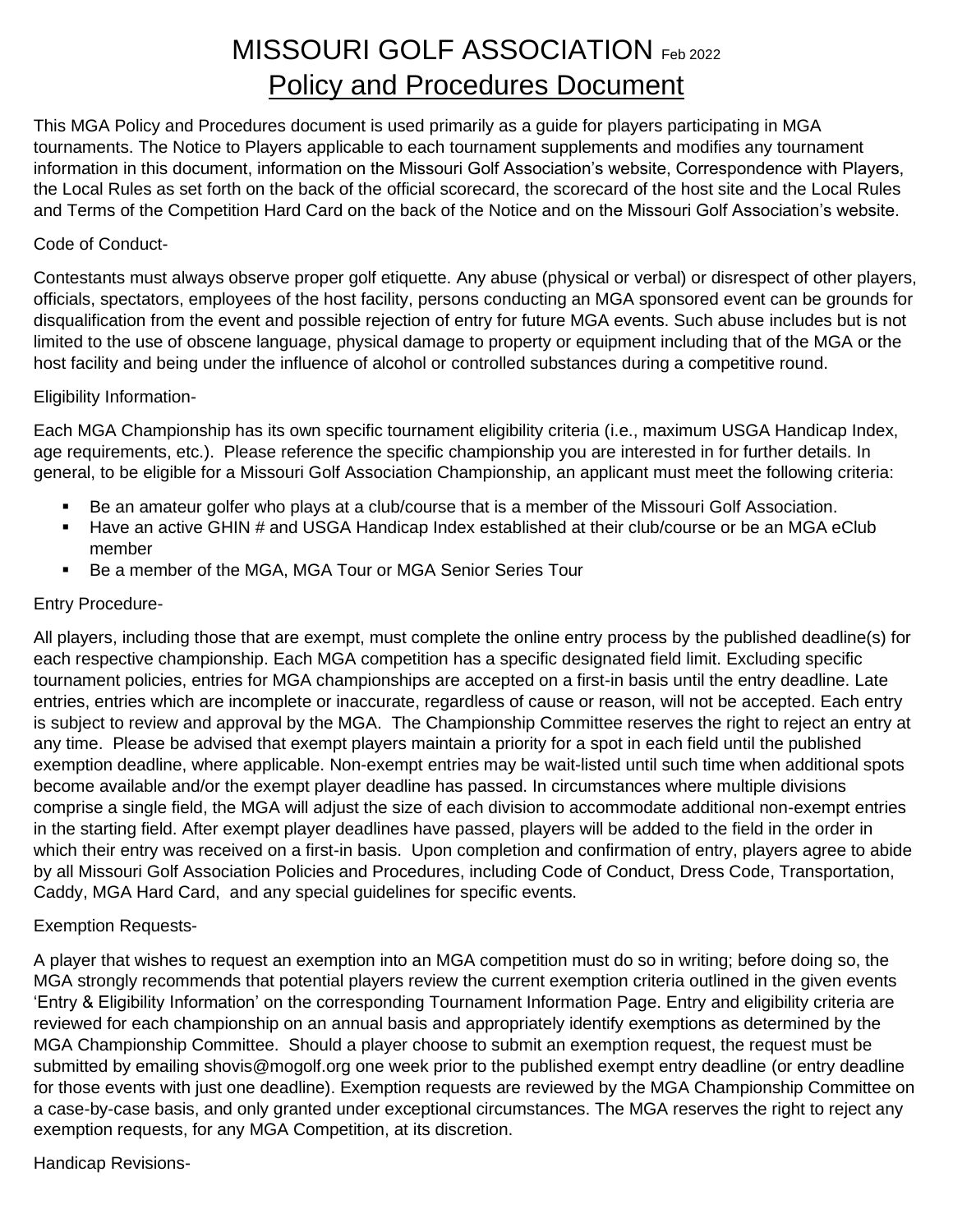# MISSOURI GOLF ASSOCIATION Feb 2022

## Policy and Procedures Document

This MGA Policy and Procedures document is used primarily as a guide for players participating in MGA tournaments. The Notice to Players applicable to each tournament supplements and modifies any tournament information in this document, information on the Missouri Golf Association's website, Correspondence with Players, the Local Rules as set forth on the back of the official scorecard, the scorecard of the host site and the Local Rules and Terms of the Competition Hard Card on the back of the Notice and on the Missouri Golf Association's website.

Code of Conduct-

Contestants must always observe proper golf etiquette. Any abuse (physical or verbal) or disrespect of other players, officials, spectators, employees of the host facility, persons conducting an MGA sponsored event can be grounds for disqualification from the event and possible rejection of entry for future MGA events. Such abuse includes but is not limited to the use of obscene language, physical damage to property or equipment including that of the MGA or the host facility and being under the influence of alcohol or controlled substances during a competitive round.

Eligibility Information-

Each MGA Championship has its own specific tournament eligibility criteria (i.e., maximum USGA Handicap Index, age requirements, etc.). Please reference the specific championship you are interested in for further details. In general, to be eligible for a Missouri Golf Association Championship, an applicant must meet the following criteria:

- Be an amateur golfer who plays at a club/course that is a member of the Missouri Golf Association.
- Have an active GHIN # and USGA Handicap Index established at their club/course or be an MGA eClub member
- Be a member of the MGA, MGA Tour or MGA Senior Series Tour

Entry Procedure-

All players, including those that are exempt, must complete the online entry process by the published deadline(s) for each respective championship. Each MGA competition has a specific designated field limit. Excluding specific tournament policies, entries for MGA championships are accepted on a first-in basis until the entry deadline. Late entries, entries which are incomplete or inaccurate, regardless of cause or reason, will not be accepted. Each entry is subject to review and approval by the MGA. The Championship Committee reserves the right to reject an entry at any time. Please be advised that exempt players maintain a priority for a spot in each field until the published exemption deadline, where applicable. Non-exempt entries may be wait-listed until such time when additional spots become available and/or the exempt player deadline has passed. In circumstances where multiple divisions comprise a single field, the MGA will adjust the size of each division to accommodate additional non-exempt entries in the starting field. After exempt player deadlines have passed, players will be added to the field in the order in which their entry was received on a first-in basis. Upon completion and confirmation of entry, players agree to abide by all Missouri Golf Association Policies and Procedures, including Code of Conduct, Dress Code, Transportation, Caddy, MGA Hard Card, and any special guidelines for specific events.

Exemption Requests-

A player that wishes to request an exemption into an MGA competition must do so in writing; before doing so, the MGA strongly recommends that potential players review the current exemption criteria outlined in the given events 'Entry & Eligibility Information' on the corresponding Tournament Information Page. Entry and eligibility criteria are reviewed for each championship on an annual basis and appropriately identify exemptions as determined by the MGA Championship Committee. Should a player choose to submit an exemption request, the request must be submitted by emailing shovis@mogolf.org one week prior to the published exempt entry deadline (or entry deadline for those events with just one deadline). Exemption requests are reviewed by the MGA Championship Committee on a case-by-case basis, and only granted under exceptional circumstances. The MGA reserves the right to reject any exemption requests, for any MGA Competition, at its discretion.

Handicap Revisions-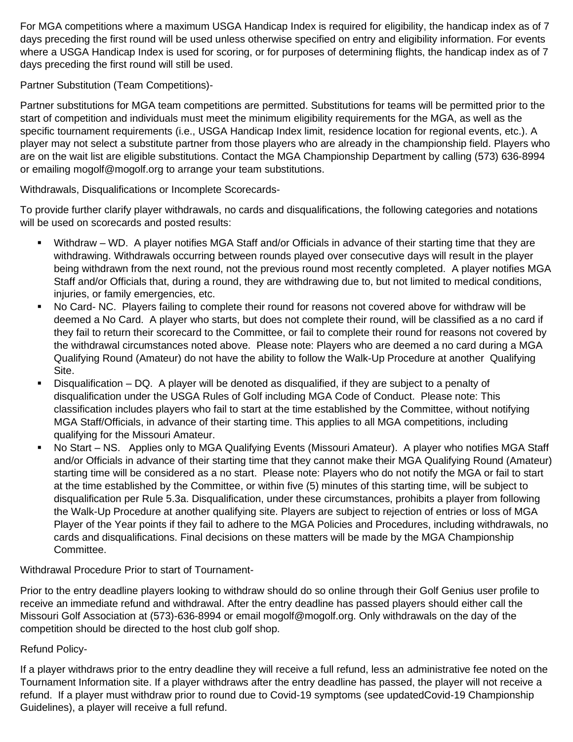For MGA competitions where a maximum USGA Handicap Index is required for eligibility, the handicap index as of 7 days preceding the first round will be used unless otherwise specified on entry and eligibility information. For events where a USGA Handicap Index is used for scoring, or for purposes of determining flights, the handicap index as of 7 days preceding the first round will still be used.

Partner Substitution (Team Competitions)-

Partner substitutions for MGA team competitions are permitted. Substitutions for teams will be permitted prior to the start of competition and individuals must meet the minimum eligibility requirements for the MGA, as well as the specific tournament requirements (i.e., USGA Handicap Index limit, residence location for regional events, etc.). A player may not select a substitute partner from those players who are already in the championship field. Players who are on the wait list are eligible substitutions. Contact the MGA Championship Department by calling (573) 636-8994 or emailing mogolf@mogolf.org to arrange your team substitutions.

Withdrawals, Disqualifications or Incomplete Scorecards-

To provide further clarify player withdrawals, no cards and disqualifications, the following categories and notations will be used on scorecards and posted results:

- Withdraw – WD. A player notifies MGA Staff and/or Officials in advance of their starting time that they are withdrawing. Withdrawals occurring between rounds played over consecutive days will result in the player being withdrawn from the next round, not the previous round most recently completed. A player notifies MGA Staff and/or Officials that, during a round, they are withdrawing due to, but not limited to medical conditions, injuries, or family emergencies, etc.
- No Card- NC. Players failing to complete their round for reasons not covered above for withdraw will be deemed a No Card. A player who starts, but does not complete their round, will be classified as a no card if they fail to return their scorecard to the Committee, or fail to complete their round for reasons not covered by the withdrawal circumstances noted above. Please note: Players who are deemed a no card during a MGA Qualifying Round (Amateur) do not have the ability to follow the Walk-Up Procedure at another Qualifying Site.
- Disqualification – DQ. A player will be denoted as disqualified, if they are subject to a penalty of disqualification under the USGA Rules of Golf including MGA Code of Conduct. Please note: This classification includes players who fail to start at the time established by the Committee, without notifying MGA Staff/Officials, in advance of their starting time. This applies to all MGA competitions, including qualifying for the Missouri Amateur.
- No Start – NS. Applies only to MGA Qualifying Events (Missouri Amateur). A player who notifies MGA Staff and/or Officials in advance of their starting time that they cannot make their MGA Qualifying Round (Amateur) starting time will be considered as a no start. Please note: Players who do not notify the MGA or fail to start at the time established by the Committee, or within five (5) minutes of this starting time, will be subject to disqualification per Rule 5.3a. Disqualification, under these circumstances, prohibits a player from following the Walk-Up Procedure at another qualifying site. Players are subject to rejection of entries or loss of MGA Player of the Year points if they fail to adhere to the MGA Policies and Procedures, including withdrawals, no cards and disqualifications. Final decisions on these matters will be made by the MGA Championship Committee.

Withdrawal Procedure Prior to start of Tournament-

Prior to the entry deadline players looking to withdraw should do so online through their Golf Genius user profile to receive an immediate refund and withdrawal. After the entry deadline has passed players should either call the Missouri Golf Association at (573)-636-8994 or email mogolf@mogolf.org. Only withdrawals on the day of the competition should be directed to the host club golf shop.

Refund Policy-

If a player withdraws prior to the entry deadline they will receive a full refund, less an administrative fee noted on the Tournament Information site. If a player withdraws after the entry deadline has passed, the player will not receive a refund. If a player must withdraw prior to round due to Covid-19 symptoms (see updatedCovid-19 Championship Guidelines), a player will receive a full refund.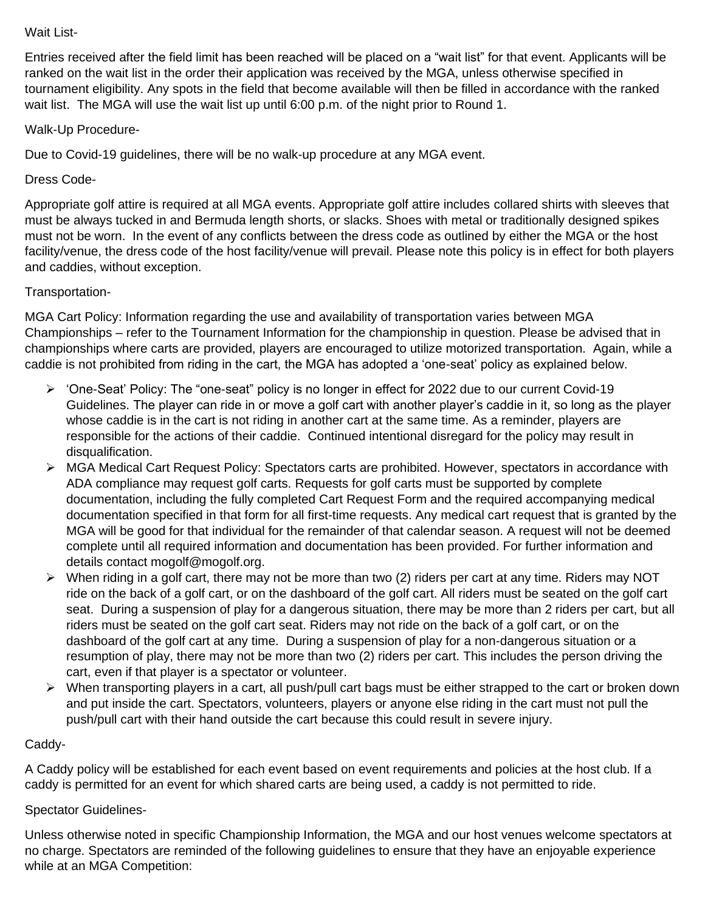Wait List-

Entries received after the field limit has been reached will be placed on a "wait list" for that event. Applicants will be ranked on the wait list in the order their application was received by the MGA, unless otherwise specified in tournament eligibility. Any spots in the field that become available will then be filled in accordance with the ranked wait list. The MGA will use the wait list up until 6:00 p.m. of the night prior to Round 1.

Walk-Up Procedure-

Due to Covid-19 guidelines, there will be no walk-up procedure at any MGA event.

Dress Code-

Appropriate golf attire is required at all MGA events. Appropriate golf attire includes collared shirts with sleeves that must be always tucked in and Bermuda length shorts, or slacks. Shoes with metal or traditionally designed spikes must not be worn. In the event of any conflicts between the dress code as outlined by either the MGA or the host facility/venue, the dress code of the host facility/venue will prevail. Please note this policy is in effect for both players and caddies, without exception.

Transportation-

MGA Cart Policy: Information regarding the use and availability of transportation varies between MGA Championships – refer to the Tournament Information for the championship in question. Please be advised that in championships where carts are provided, players are encouraged to utilize motorized transportation. Again, while a caddie is not prohibited from riding in the cart, the MGA has adopted a 'one-seat' policy as explained below.

- 'One-Seat' Policy: The "one-seat" policy is no longer in effect for 2022 due to our current Covid-19 Guidelines. The player can ride in or move a golf cart with another player's caddie in it, so long as the player whose caddie is in the cart is not riding in another cart at the same time. As a reminder, players are responsible for the actions of their caddie. Continued intentional disregard for the policy may result in disqualification.
- MGA Medical Cart Request Policy: Spectators carts are prohibited. However, spectators in accordance with ADA compliance may request golf carts. Requests for golf carts must be supported by complete documentation, including the fully completed Cart Request Form and the required accompanying medical documentation specified in that form for all first-time requests. Any medical cart request that is granted by the MGA will be good for that individual for the remainder of that calendar season. A request will not be deemed complete until all required information and documentation has been provided. For further information and details contact mogolf@mogolf.org.
- When riding in a golf cart, there may not be more than two (2) riders per cart at any time. Riders may NOT ride on the back of a golf cart, or on the dashboard of the golf cart. All riders must be seated on the golf cart seat. During a suspension of play for a dangerous situation, there may be more than 2 riders per cart, but all riders must be seated on the golf cart seat. Riders may not ride on the back of a golf cart, or on the dashboard of the golf cart at any time. During a suspension of play for a non-dangerous situation or a resumption of play, there may not be more than two (2) riders per cart. This includes the person driving the cart, even if that player is a spectator or volunteer.
- When transporting players in a cart, all push/pull cart bags must be either strapped to the cart or broken down and put inside the cart. Spectators, volunteers, players or anyone else riding in the cart must not pull the push/pull cart with their hand outside the cart because this could result in severe injury.

Caddy-

A Caddy policy will be established for each event based on event requirements and policies at the host club. If a caddy is permitted for an event for which shared carts are being used, a caddy is not permitted to ride.

Spectator Guidelines-

Unless otherwise noted in specific Championship Information, the MGA and our host venues welcome spectators at no charge. Spectators are reminded of the following guidelines to ensure that they have an enjoyable experience while at an MGA Competition: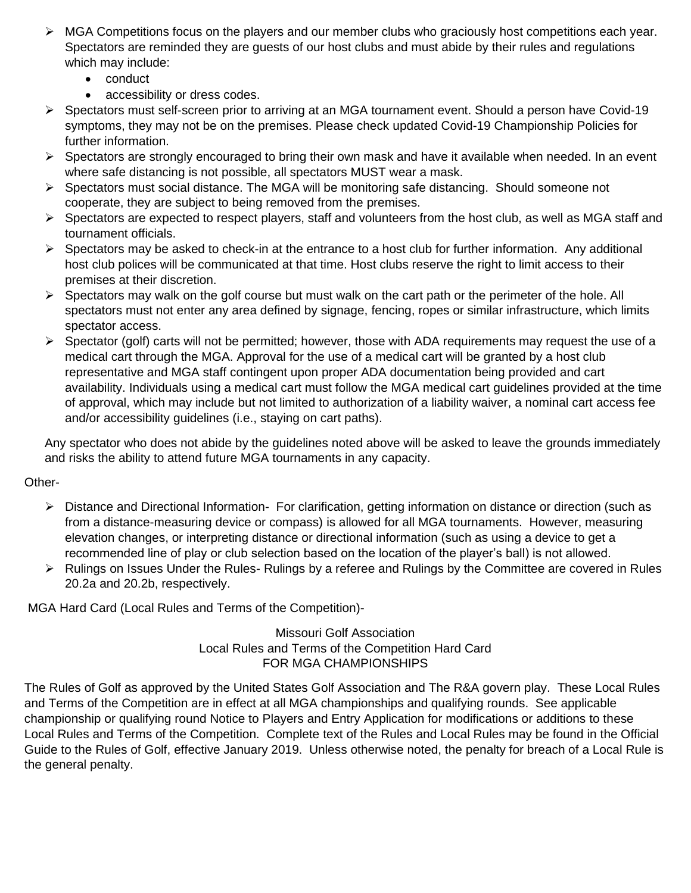- MGA Competitions focus on the players and our member clubs who graciously host competitions each year. Spectators are reminded they are guests of our host clubs and must abide by their rules and regulations which may include:
    - conduct
    - accessibility or dress codes.
- Spectators must self-screen prior to arriving at an MGA tournament event. Should a person have Covid-19 symptoms, they may not be on the premises. Please check updated Covid-19 Championship Policies for further information.
- Spectators are strongly encouraged to bring their own mask and have it available when needed. In an event where safe distancing is not possible, all spectators MUST wear a mask.
- Spectators must social distance. The MGA will be monitoring safe distancing. Should someone not cooperate, they are subject to being removed from the premises.
- Spectators are expected to respect players, staff and volunteers from the host club, as well as MGA staff and tournament officials.
- Spectators may be asked to check-in at the entrance to a host club for further information. Any additional host club polices will be communicated at that time. Host clubs reserve the right to limit access to their premises at their discretion.
- Spectators may walk on the golf course but must walk on the cart path or the perimeter of the hole. All spectators must not enter any area defined by signage, fencing, ropes or similar infrastructure, which limits spectator access.
- Spectator (golf) carts will not be permitted; however, those with ADA requirements may request the use of a medical cart through the MGA. Approval for the use of a medical cart will be granted by a host club representative and MGA staff contingent upon proper ADA documentation being provided and cart availability. Individuals using a medical cart must follow the MGA medical cart guidelines provided at the time of approval, which may include but not limited to authorization of a liability waiver, a nominal cart access fee and/or accessibility guidelines (i.e., staying on cart paths).

Any spectator who does not abide by the guidelines noted above will be asked to leave the grounds immediately and risks the ability to attend future MGA tournaments in any capacity.

Other-

- Distance and Directional Information- For clarification, getting information on distance or direction (such as from a distance-measuring device or compass) is allowed for all MGA tournaments. However, measuring elevation changes, or interpreting distance or directional information (such as using a device to get a recommended line of play or club selection based on the location of the player's ball) is not allowed.
- Rulings on Issues Under the Rules- Rulings by a referee and Rulings by the Committee are covered in Rules 20.2a and 20.2b, respectively.

MGA Hard Card (Local Rules and Terms of the Competition)-

Missouri Golf Association
Local Rules and Terms of the Competition Hard Card
FOR MGA CHAMPIONSHIPS

The Rules of Golf as approved by the United States Golf Association and The R&A govern play. These Local Rules and Terms of the Competition are in effect at all MGA championships and qualifying rounds. See applicable championship or qualifying round Notice to Players and Entry Application for modifications or additions to these Local Rules and Terms of the Competition. Complete text of the Rules and Local Rules may be found in the Official Guide to the Rules of Golf, effective January 2019. Unless otherwise noted, the penalty for breach of a Local Rule is the general penalty.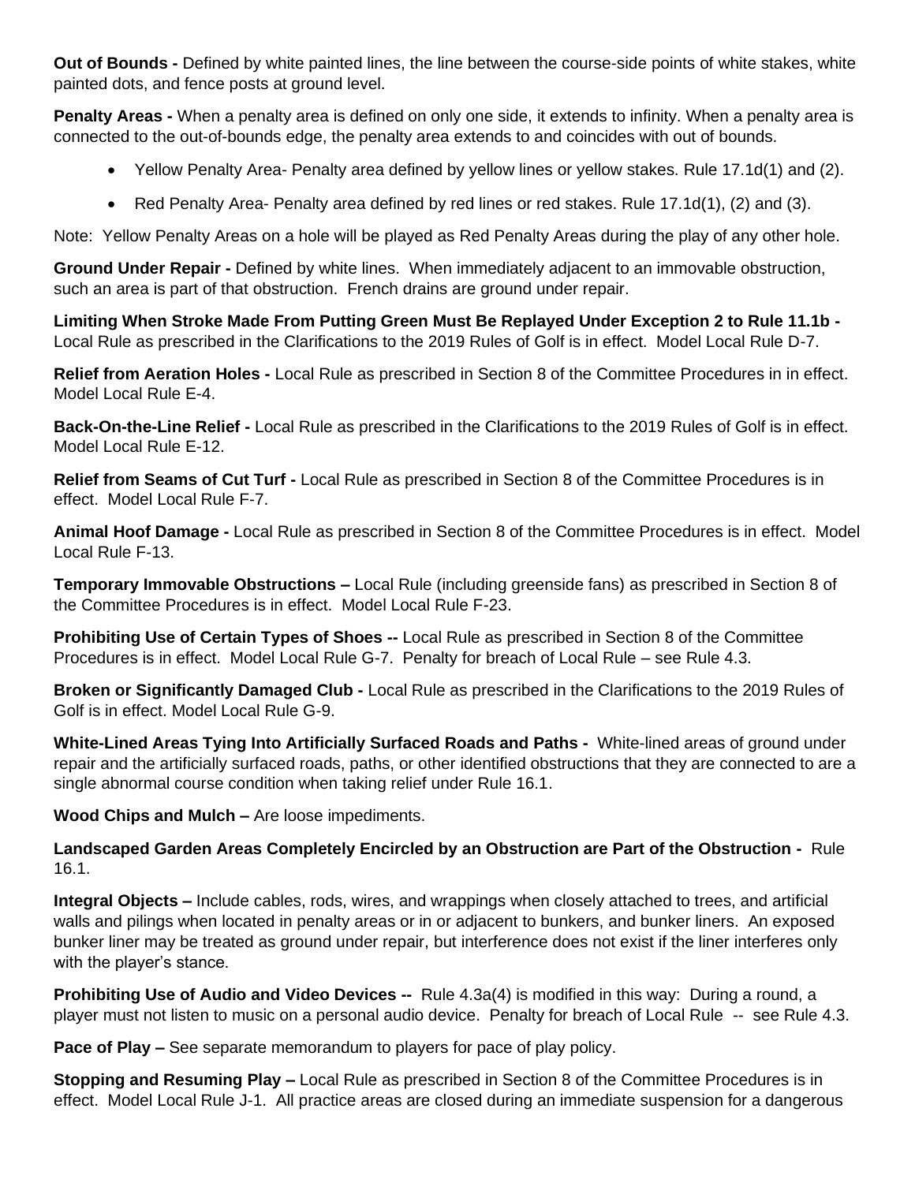**Out of Bounds -** Defined by white painted lines, the line between the course-side points of white stakes, white painted dots, and fence posts at ground level.

**Penalty Areas -** When a penalty area is defined on only one side, it extends to infinity. When a penalty area is connected to the out-of-bounds edge, the penalty area extends to and coincides with out of bounds.

- Yellow Penalty Area- Penalty area defined by yellow lines or yellow stakes. Rule 17.1d(1) and (2).
- Red Penalty Area- Penalty area defined by red lines or red stakes. Rule 17.1d(1), (2) and (3).

Note: Yellow Penalty Areas on a hole will be played as Red Penalty Areas during the play of any other hole.

**Ground Under Repair -** Defined by white lines. When immediately adjacent to an immovable obstruction, such an area is part of that obstruction. French drains are ground under repair.

**Limiting When Stroke Made From Putting Green Must Be Replayed Under Exception 2 to Rule 11.1b -** Local Rule as prescribed in the Clarifications to the 2019 Rules of Golf is in effect. Model Local Rule D-7.

**Relief from Aeration Holes -** Local Rule as prescribed in Section 8 of the Committee Procedures in in effect. Model Local Rule E-4.

**Back-On-the-Line Relief -** Local Rule as prescribed in the Clarifications to the 2019 Rules of Golf is in effect. Model Local Rule E-12.

**Relief from Seams of Cut Turf -** Local Rule as prescribed in Section 8 of the Committee Procedures is in effect. Model Local Rule F-7.

**Animal Hoof Damage -** Local Rule as prescribed in Section 8 of the Committee Procedures is in effect. Model Local Rule F-13.

**Temporary Immovable Obstructions –** Local Rule (including greenside fans) as prescribed in Section 8 of the Committee Procedures is in effect. Model Local Rule F-23.

**Prohibiting Use of Certain Types of Shoes --** Local Rule as prescribed in Section 8 of the Committee Procedures is in effect. Model Local Rule G-7. Penalty for breach of Local Rule – see Rule 4.3.

**Broken or Significantly Damaged Club -** Local Rule as prescribed in the Clarifications to the 2019 Rules of Golf is in effect. Model Local Rule G-9.

**White-Lined Areas Tying Into Artificially Surfaced Roads and Paths -** White-lined areas of ground under repair and the artificially surfaced roads, paths, or other identified obstructions that they are connected to are a single abnormal course condition when taking relief under Rule 16.1.

**Wood Chips and Mulch –** Are loose impediments.

**Landscaped Garden Areas Completely Encircled by an Obstruction are Part of the Obstruction -** Rule 16.1.

**Integral Objects –** Include cables, rods, wires, and wrappings when closely attached to trees, and artificial walls and pilings when located in penalty areas or in or adjacent to bunkers, and bunker liners. An exposed bunker liner may be treated as ground under repair, but interference does not exist if the liner interferes only with the player's stance.

**Prohibiting Use of Audio and Video Devices --** Rule 4.3a(4) is modified in this way: During a round, a player must not listen to music on a personal audio device. Penalty for breach of Local Rule -- see Rule 4.3.

**Pace of Play –** See separate memorandum to players for pace of play policy.

**Stopping and Resuming Play –** Local Rule as prescribed in Section 8 of the Committee Procedures is in effect. Model Local Rule J-1. All practice areas are closed during an immediate suspension for a dangerous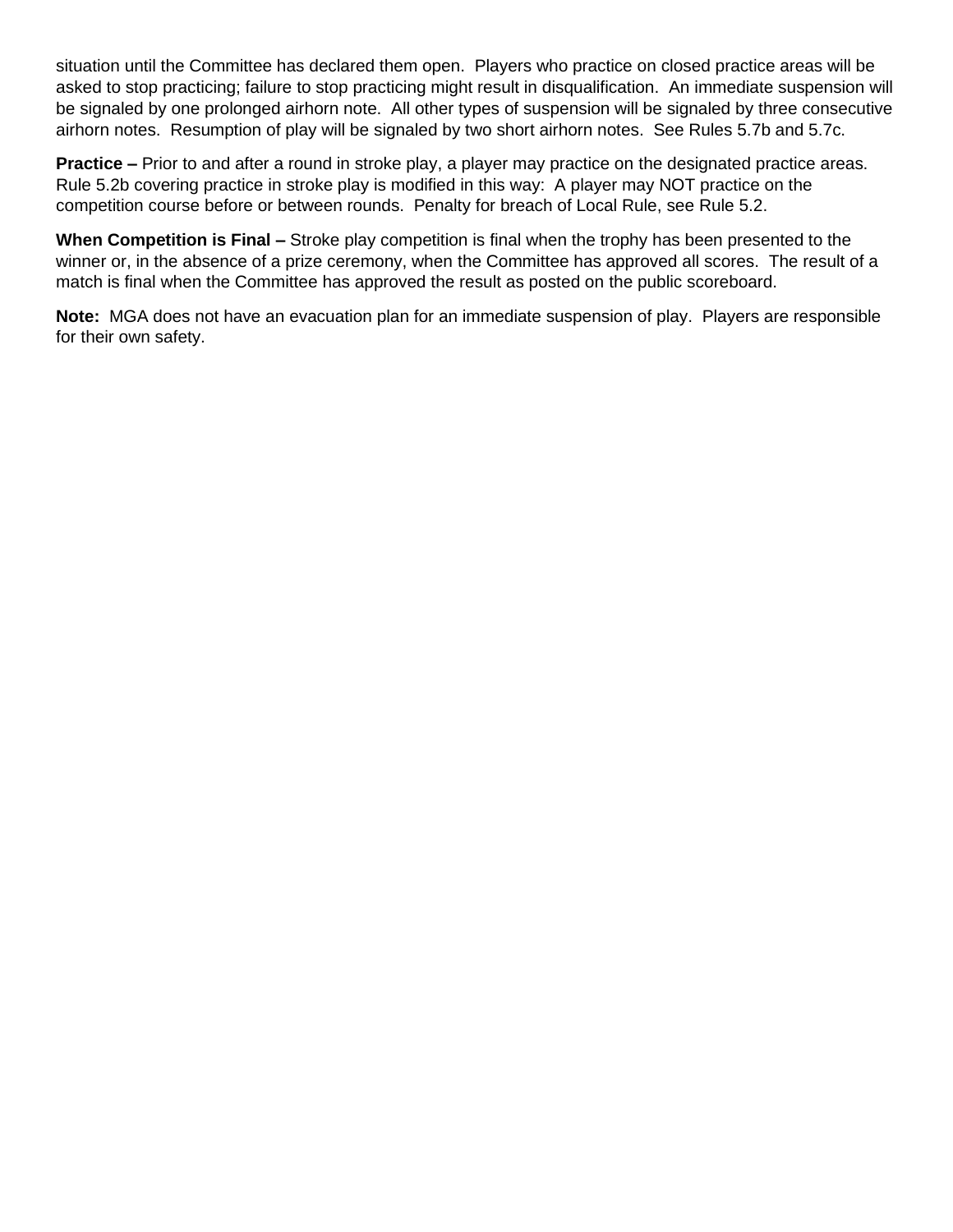situation until the Committee has declared them open. Players who practice on closed practice areas will be asked to stop practicing; failure to stop practicing might result in disqualification. An immediate suspension will be signaled by one prolonged airhorn note. All other types of suspension will be signaled by three consecutive airhorn notes. Resumption of play will be signaled by two short airhorn notes. See Rules 5.7b and 5.7c.

**Practice –** Prior to and after a round in stroke play, a player may practice on the designated practice areas. Rule 5.2b covering practice in stroke play is modified in this way: A player may NOT practice on the competition course before or between rounds. Penalty for breach of Local Rule, see Rule 5.2.

**When Competition is Final –** Stroke play competition is final when the trophy has been presented to the winner or, in the absence of a prize ceremony, when the Committee has approved all scores. The result of a match is final when the Committee has approved the result as posted on the public scoreboard.

**Note:** MGA does not have an evacuation plan for an immediate suspension of play. Players are responsible for their own safety.